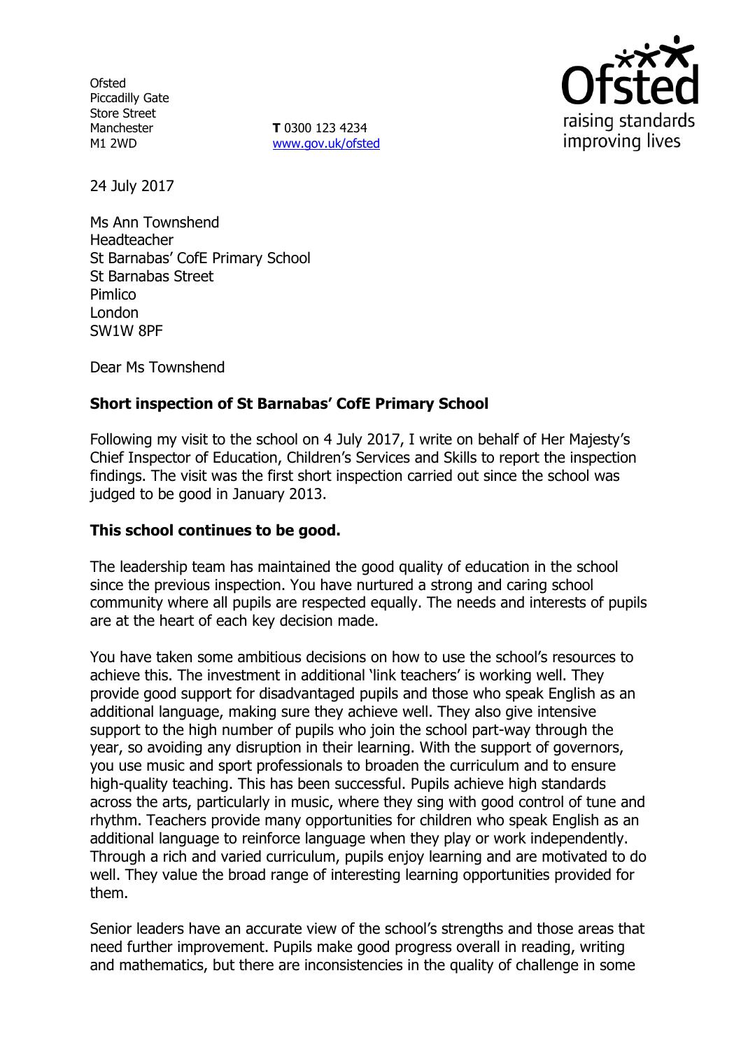Ofsted
Piccadilly Gate
Store Street
Manchester
M1 2WD

**T** 0300 123 4234
www.gov.uk/ofsted

24 July 2017

Ms Ann Townshend
Headteacher
St Barnabas' CofE Primary School
St Barnabas Street
Pimlico
London
SW1W 8PF

Dear Ms Townshend

**Short inspection of St Barnabas' CofE Primary School**

Following my visit to the school on 4 July 2017, I write on behalf of Her Majesty's Chief Inspector of Education, Children's Services and Skills to report the inspection findings. The visit was the first short inspection carried out since the school was judged to be good in January 2013.

**This school continues to be good.**

The leadership team has maintained the good quality of education in the school since the previous inspection. You have nurtured a strong and caring school community where all pupils are respected equally. The needs and interests of pupils are at the heart of each key decision made.

You have taken some ambitious decisions on how to use the school's resources to achieve this. The investment in additional 'link teachers' is working well. They provide good support for disadvantaged pupils and those who speak English as an additional language, making sure they achieve well. They also give intensive support to the high number of pupils who join the school part-way through the year, so avoiding any disruption in their learning. With the support of governors, you use music and sport professionals to broaden the curriculum and to ensure high-quality teaching. This has been successful. Pupils achieve high standards across the arts, particularly in music, where they sing with good control of tune and rhythm. Teachers provide many opportunities for children who speak English as an additional language to reinforce language when they play or work independently. Through a rich and varied curriculum, pupils enjoy learning and are motivated to do well. They value the broad range of interesting learning opportunities provided for them.

Senior leaders have an accurate view of the school's strengths and those areas that need further improvement. Pupils make good progress overall in reading, writing and mathematics, but there are inconsistencies in the quality of challenge in some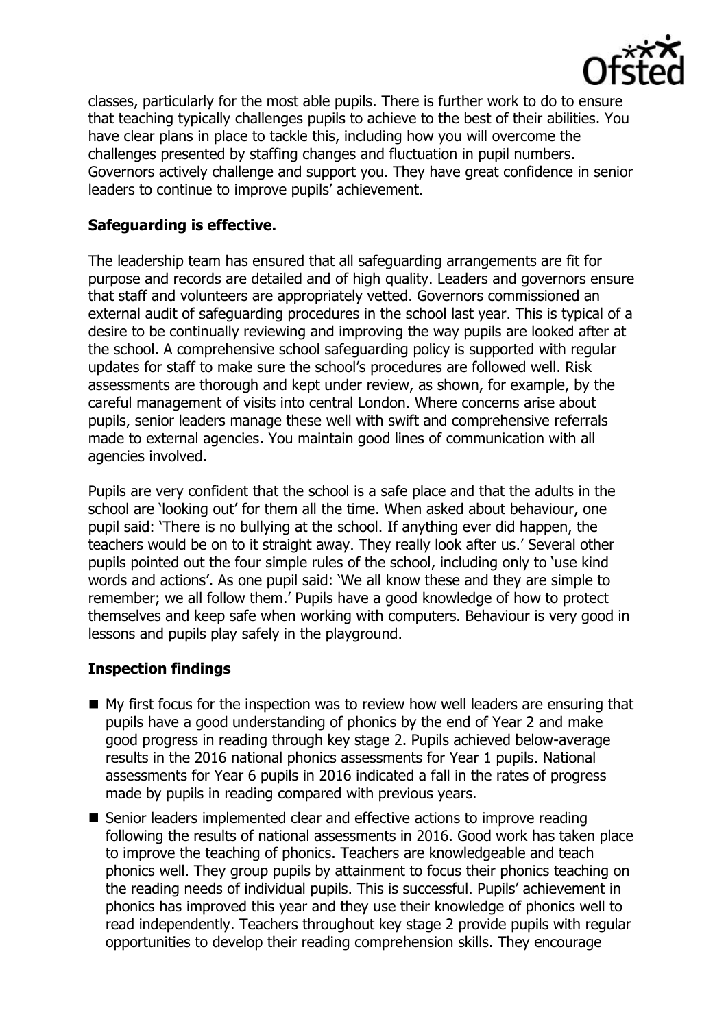classes, particularly for the most able pupils. There is further work to do to ensure that teaching typically challenges pupils to achieve to the best of their abilities. You have clear plans in place to tackle this, including how you will overcome the challenges presented by staffing changes and fluctuation in pupil numbers. Governors actively challenge and support you. They have great confidence in senior leaders to continue to improve pupils' achievement.

**Safeguarding is effective.**

The leadership team has ensured that all safeguarding arrangements are fit for purpose and records are detailed and of high quality. Leaders and governors ensure that staff and volunteers are appropriately vetted. Governors commissioned an external audit of safeguarding procedures in the school last year. This is typical of a desire to be continually reviewing and improving the way pupils are looked after at the school. A comprehensive school safeguarding policy is supported with regular updates for staff to make sure the school's procedures are followed well. Risk assessments are thorough and kept under review, as shown, for example, by the careful management of visits into central London. Where concerns arise about pupils, senior leaders manage these well with swift and comprehensive referrals made to external agencies. You maintain good lines of communication with all agencies involved.

Pupils are very confident that the school is a safe place and that the adults in the school are 'looking out' for them all the time. When asked about behaviour, one pupil said: 'There is no bullying at the school. If anything ever did happen, the teachers would be on to it straight away. They really look after us.' Several other pupils pointed out the four simple rules of the school, including only to 'use kind words and actions'. As one pupil said: 'We all know these and they are simple to remember; we all follow them.' Pupils have a good knowledge of how to protect themselves and keep safe when working with computers. Behaviour is very good in lessons and pupils play safely in the playground.

**Inspection findings**

- My first focus for the inspection was to review how well leaders are ensuring that pupils have a good understanding of phonics by the end of Year 2 and make good progress in reading through key stage 2. Pupils achieved below-average results in the 2016 national phonics assessments for Year 1 pupils. National assessments for Year 6 pupils in 2016 indicated a fall in the rates of progress made by pupils in reading compared with previous years.
- Senior leaders implemented clear and effective actions to improve reading following the results of national assessments in 2016. Good work has taken place to improve the teaching of phonics. Teachers are knowledgeable and teach phonics well. They group pupils by attainment to focus their phonics teaching on the reading needs of individual pupils. This is successful. Pupils' achievement in phonics has improved this year and they use their knowledge of phonics well to read independently. Teachers throughout key stage 2 provide pupils with regular opportunities to develop their reading comprehension skills. They encourage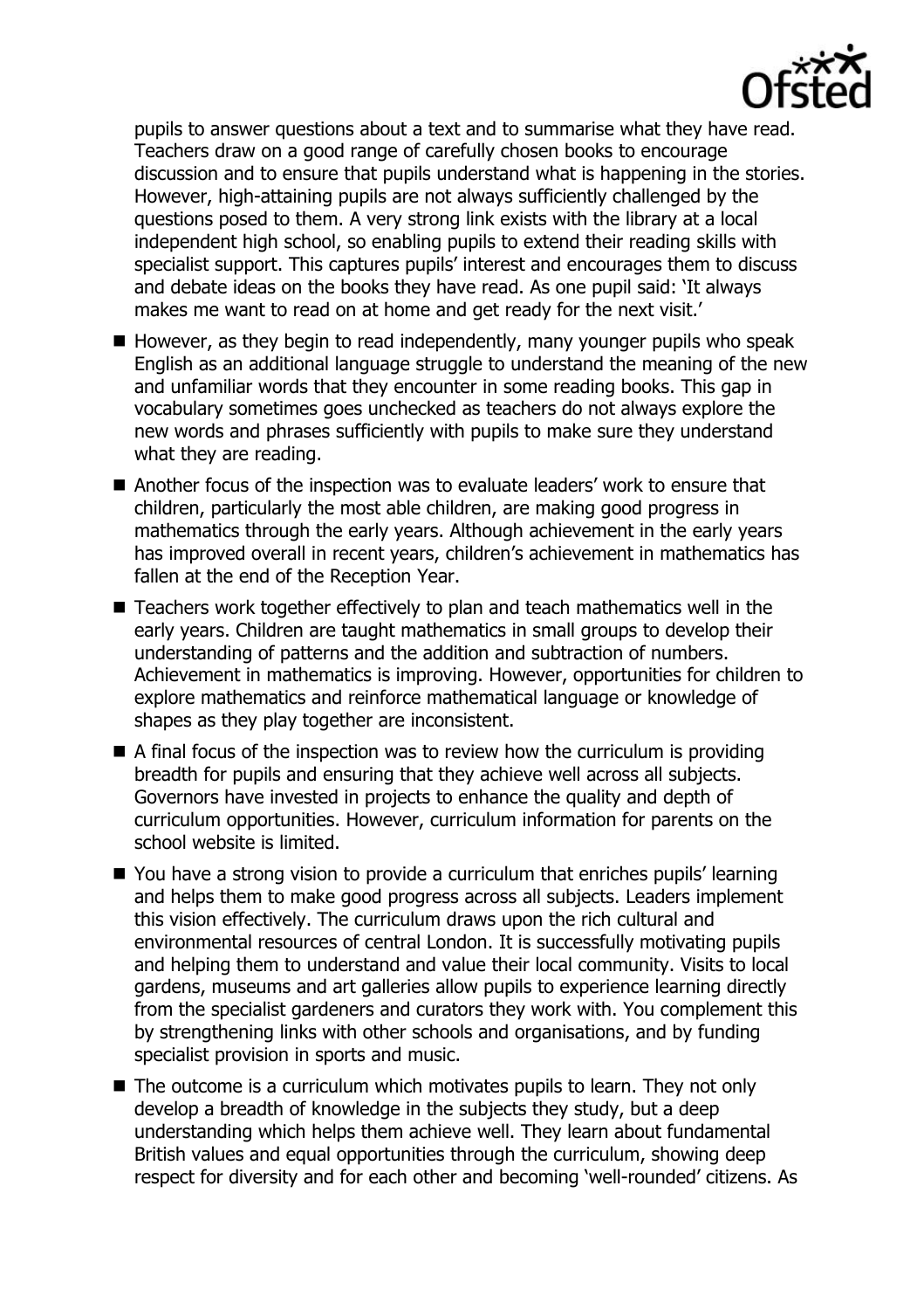pupils to answer questions about a text and to summarise what they have read. Teachers draw on a good range of carefully chosen books to encourage discussion and to ensure that pupils understand what is happening in the stories. However, high-attaining pupils are not always sufficiently challenged by the questions posed to them. A very strong link exists with the library at a local independent high school, so enabling pupils to extend their reading skills with specialist support. This captures pupils' interest and encourages them to discuss and debate ideas on the books they have read. As one pupil said: 'It always makes me want to read on at home and get ready for the next visit.'

- However, as they begin to read independently, many younger pupils who speak English as an additional language struggle to understand the meaning of the new and unfamiliar words that they encounter in some reading books. This gap in vocabulary sometimes goes unchecked as teachers do not always explore the new words and phrases sufficiently with pupils to make sure they understand what they are reading.
- Another focus of the inspection was to evaluate leaders' work to ensure that children, particularly the most able children, are making good progress in mathematics through the early years. Although achievement in the early years has improved overall in recent years, children's achievement in mathematics has fallen at the end of the Reception Year.
- Teachers work together effectively to plan and teach mathematics well in the early years. Children are taught mathematics in small groups to develop their understanding of patterns and the addition and subtraction of numbers. Achievement in mathematics is improving. However, opportunities for children to explore mathematics and reinforce mathematical language or knowledge of shapes as they play together are inconsistent.
- A final focus of the inspection was to review how the curriculum is providing breadth for pupils and ensuring that they achieve well across all subjects. Governors have invested in projects to enhance the quality and depth of curriculum opportunities. However, curriculum information for parents on the school website is limited.
- You have a strong vision to provide a curriculum that enriches pupils' learning and helps them to make good progress across all subjects. Leaders implement this vision effectively. The curriculum draws upon the rich cultural and environmental resources of central London. It is successfully motivating pupils and helping them to understand and value their local community. Visits to local gardens, museums and art galleries allow pupils to experience learning directly from the specialist gardeners and curators they work with. You complement this by strengthening links with other schools and organisations, and by funding specialist provision in sports and music.
- The outcome is a curriculum which motivates pupils to learn. They not only develop a breadth of knowledge in the subjects they study, but a deep understanding which helps them achieve well. They learn about fundamental British values and equal opportunities through the curriculum, showing deep respect for diversity and for each other and becoming 'well-rounded' citizens. As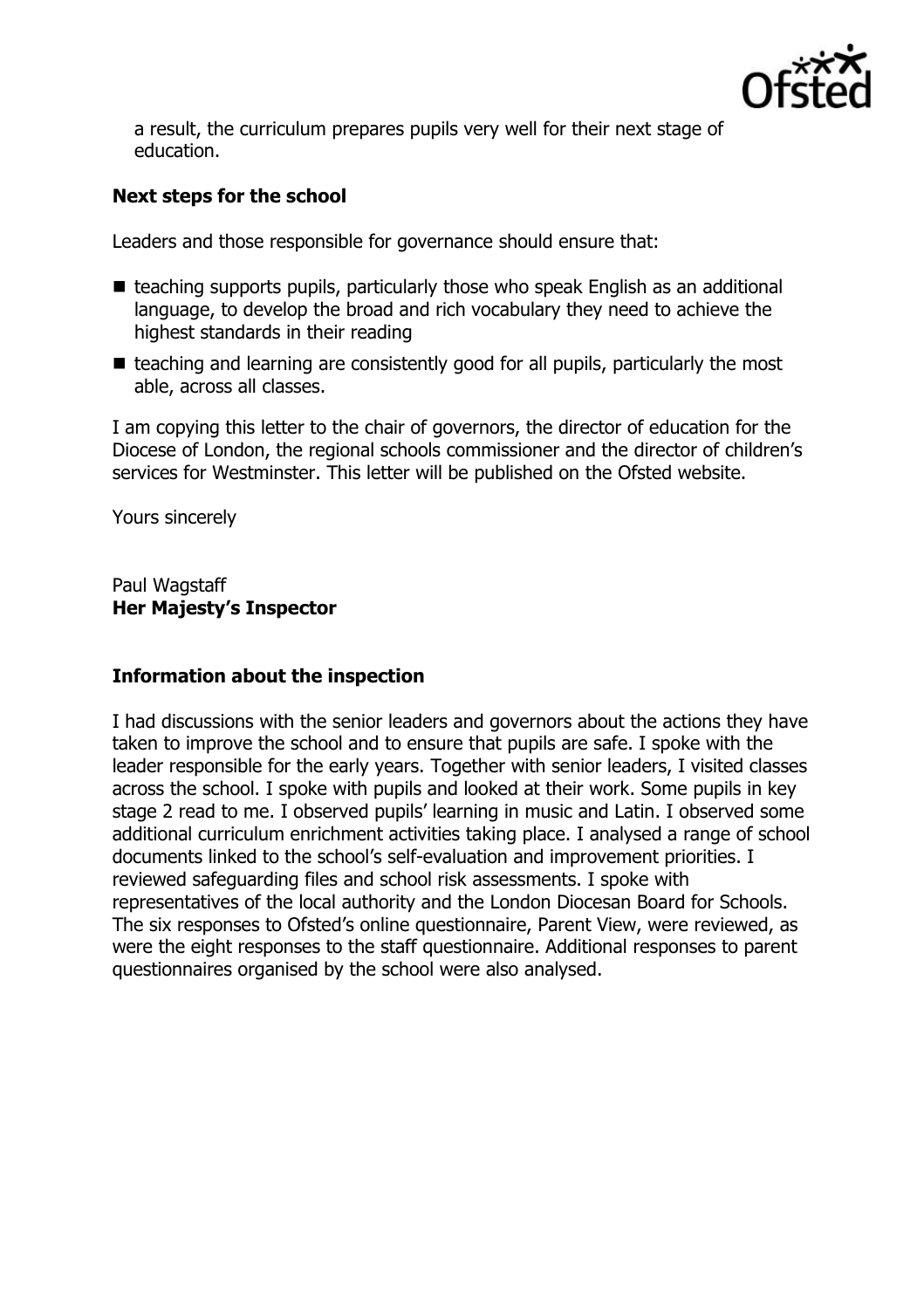a result, the curriculum prepares pupils very well for their next stage of education.

### Next steps for the school

Leaders and those responsible for governance should ensure that:

- teaching supports pupils, particularly those who speak English as an additional language, to develop the broad and rich vocabulary they need to achieve the highest standards in their reading
- teaching and learning are consistently good for all pupils, particularly the most able, across all classes.

I am copying this letter to the chair of governors, the director of education for the Diocese of London, the regional schools commissioner and the director of children's services for Westminster. This letter will be published on the Ofsted website.

Yours sincerely

Paul Wagstaff
**Her Majesty's Inspector**

### Information about the inspection

I had discussions with the senior leaders and governors about the actions they have taken to improve the school and to ensure that pupils are safe. I spoke with the leader responsible for the early years. Together with senior leaders, I visited classes across the school. I spoke with pupils and looked at their work. Some pupils in key stage 2 read to me. I observed pupils' learning in music and Latin. I observed some additional curriculum enrichment activities taking place. I analysed a range of school documents linked to the school's self-evaluation and improvement priorities. I reviewed safeguarding files and school risk assessments. I spoke with representatives of the local authority and the London Diocesan Board for Schools. The six responses to Ofsted's online questionnaire, Parent View, were reviewed, as were the eight responses to the staff questionnaire. Additional responses to parent questionnaires organised by the school were also analysed.